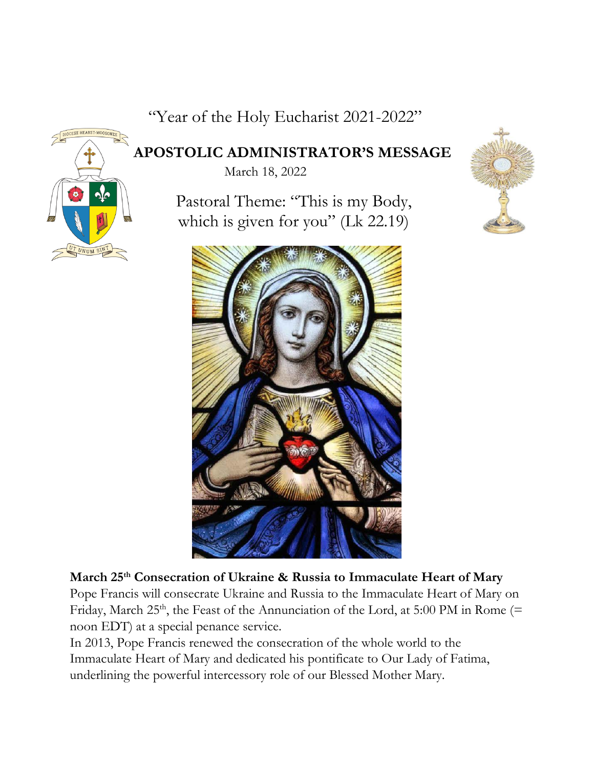"Year of the Holy Eucharist 2021-2022"

# APOSTOLIC ADMINISTRATOR'S MESSAGE

March 18, 2022

Pastoral Theme: "This is my Body, which is given for you" (Lk 22.19)

**March 25th Consecration of Ukraine & Russia to Immaculate Heart of Mary**

Pope Francis will consecrate Ukraine and Russia to the Immaculate Heart of Mary on Friday, March 25th, the Feast of the Annunciation of the Lord, at 5:00 PM in Rome (= noon EDT) at a special penance service.

In 2013, Pope Francis renewed the consecration of the whole world to the Immaculate Heart of Mary and dedicated his pontificate to Our Lady of Fatima, underlining the powerful intercessory role of our Blessed Mother Mary.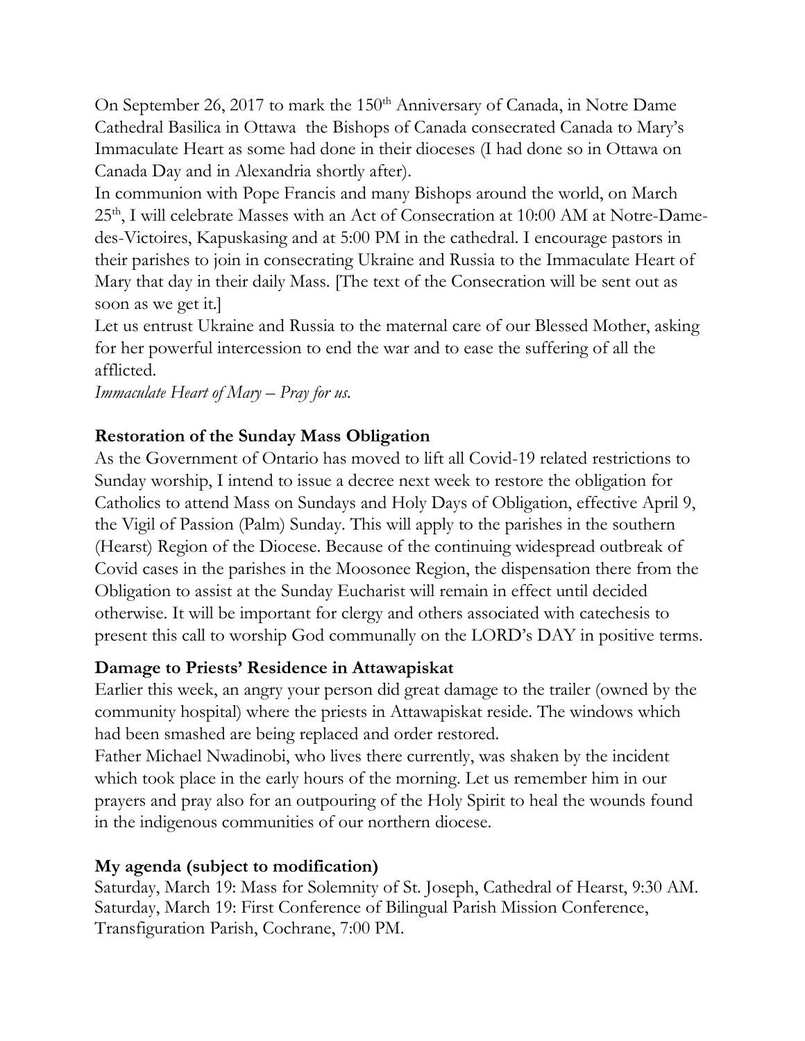On September 26, 2017 to mark the 150th Anniversary of Canada, in Notre Dame Cathedral Basilica in Ottawa the Bishops of Canada consecrated Canada to Mary's Immaculate Heart as some had done in their dioceses (I had done so in Ottawa on Canada Day and in Alexandria shortly after).

In communion with Pope Francis and many Bishops around the world, on March 25th, I will celebrate Masses with an Act of Consecration at 10:00 AM at Notre-Dame-des-Victoires, Kapuskasing and at 5:00 PM in the cathedral. I encourage pastors in their parishes to join in consecrating Ukraine and Russia to the Immaculate Heart of Mary that day in their daily Mass. [The text of the Consecration will be sent out as soon as we get it.]

Let us entrust Ukraine and Russia to the maternal care of our Blessed Mother, asking for her powerful intercession to end the war and to ease the suffering of all the afflicted.

*Immaculate Heart of Mary – Pray for us.*

**Restoration of the Sunday Mass Obligation**

As the Government of Ontario has moved to lift all Covid-19 related restrictions to Sunday worship, I intend to issue a decree next week to restore the obligation for Catholics to attend Mass on Sundays and Holy Days of Obligation, effective April 9, the Vigil of Passion (Palm) Sunday. This will apply to the parishes in the southern (Hearst) Region of the Diocese. Because of the continuing widespread outbreak of Covid cases in the parishes in the Moosonee Region, the dispensation there from the Obligation to assist at the Sunday Eucharist will remain in effect until decided otherwise. It will be important for clergy and others associated with catechesis to present this call to worship God communally on the LORD's DAY in positive terms.

**Damage to Priests' Residence in Attawapiskat**

Earlier this week, an angry your person did great damage to the trailer (owned by the community hospital) where the priests in Attawapiskat reside. The windows which had been smashed are being replaced and order restored.

Father Michael Nwadinobi, who lives there currently, was shaken by the incident which took place in the early hours of the morning. Let us remember him in our prayers and pray also for an outpouring of the Holy Spirit to heal the wounds found in the indigenous communities of our northern diocese.

**My agenda (subject to modification)**

Saturday, March 19: Mass for Solemnity of St. Joseph, Cathedral of Hearst, 9:30 AM.
Saturday, March 19: First Conference of Bilingual Parish Mission Conference, Transfiguration Parish, Cochrane, 7:00 PM.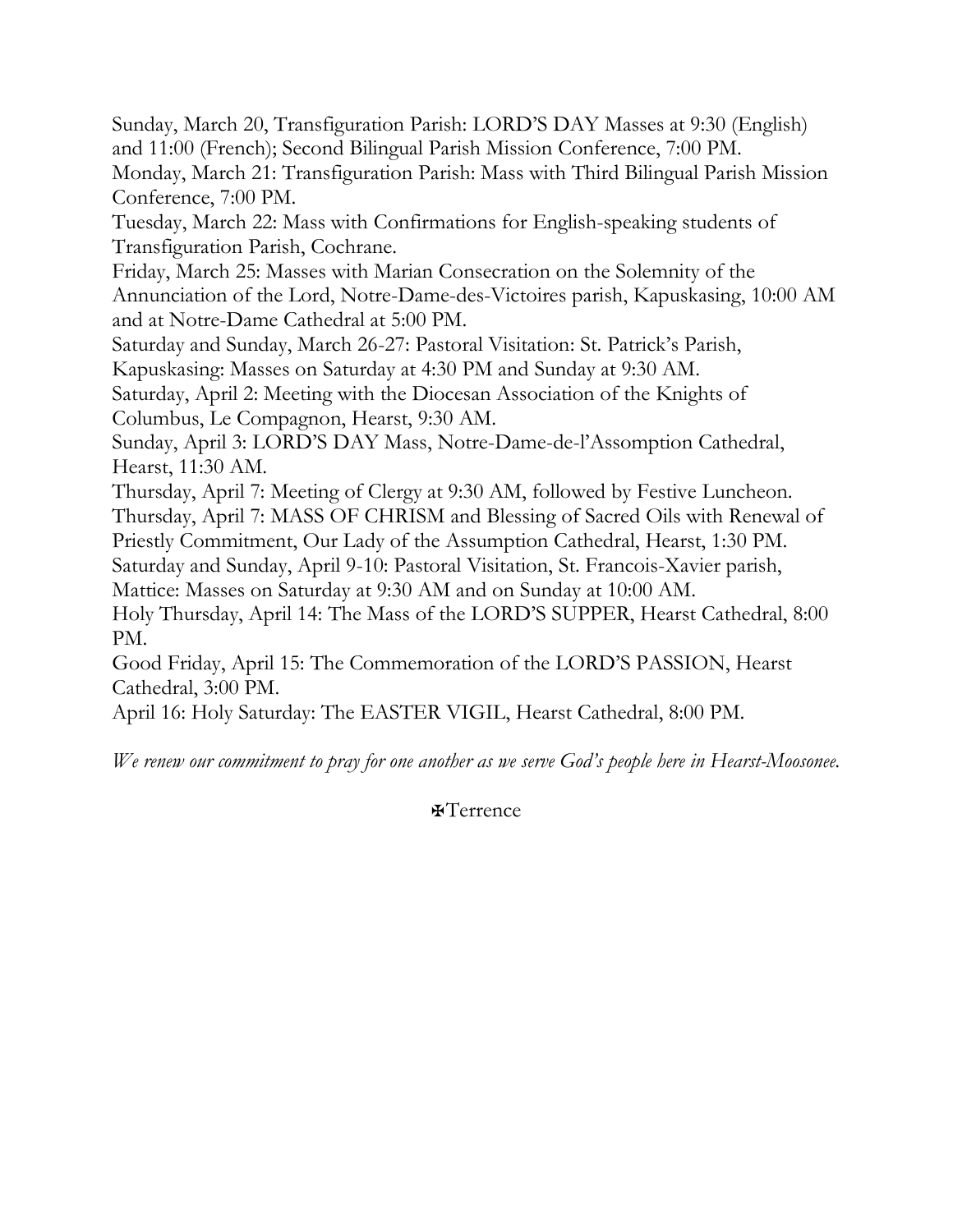Sunday, March 20, Transfiguration Parish: LORD'S DAY Masses at 9:30 (English) and 11:00 (French); Second Bilingual Parish Mission Conference, 7:00 PM.
Monday, March 21: Transfiguration Parish: Mass with Third Bilingual Parish Mission Conference, 7:00 PM.
Tuesday, March 22: Mass with Confirmations for English-speaking students of Transfiguration Parish, Cochrane.
Friday, March 25: Masses with Marian Consecration on the Solemnity of the Annunciation of the Lord, Notre-Dame-des-Victoires parish, Kapuskasing, 10:00 AM and at Notre-Dame Cathedral at 5:00 PM.
Saturday and Sunday, March 26-27: Pastoral Visitation: St. Patrick's Parish, Kapuskasing: Masses on Saturday at 4:30 PM and Sunday at 9:30 AM.
Saturday, April 2: Meeting with the Diocesan Association of the Knights of Columbus, Le Compagnon, Hearst, 9:30 AM.
Sunday, April 3: LORD'S DAY Mass, Notre-Dame-de-l'Assomption Cathedral, Hearst, 11:30 AM.
Thursday, April 7: Meeting of Clergy at 9:30 AM, followed by Festive Luncheon.
Thursday, April 7: MASS OF CHRISM and Blessing of Sacred Oils with Renewal of Priestly Commitment, Our Lady of the Assumption Cathedral, Hearst, 1:30 PM.
Saturday and Sunday, April 9-10: Pastoral Visitation, St. Francois-Xavier parish, Mattice: Masses on Saturday at 9:30 AM and on Sunday at 10:00 AM.
Holy Thursday, April 14: The Mass of the LORD'S SUPPER, Hearst Cathedral, 8:00 PM.
Good Friday, April 15: The Commemoration of the LORD'S PASSION, Hearst Cathedral, 3:00 PM.
April 16: Holy Saturday: The EASTER VIGIL, Hearst Cathedral, 8:00 PM.

*We renew our commitment to pray for one another as we serve God's people here in Hearst-Moosonee.*

✠Terrence